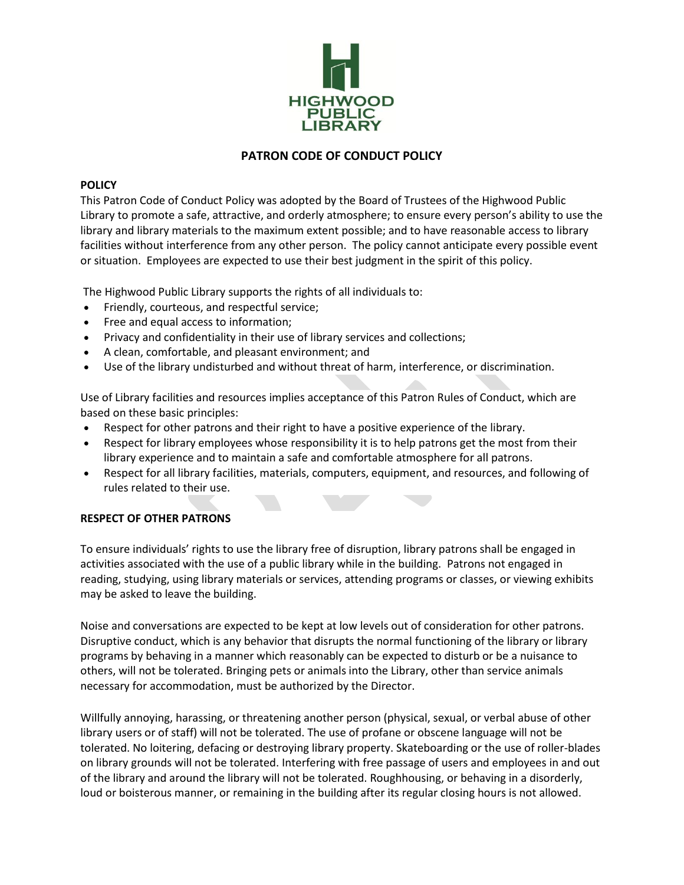HIGHWOOD PUBLIC LIBRARY

# PATRON CODE OF CONDUCT POLICY

## POLICY

This Patron Code of Conduct Policy was adopted by the Board of Trustees of the Highwood Public Library to promote a safe, attractive, and orderly atmosphere; to ensure every person's ability to use the library and library materials to the maximum extent possible; and to have reasonable access to library facilities without interference from any other person. The policy cannot anticipate every possible event or situation. Employees are expected to use their best judgment in the spirit of this policy.

The Highwood Public Library supports the rights of all individuals to:

- Friendly, courteous, and respectful service;
- Free and equal access to information;
- Privacy and confidentiality in their use of library services and collections;
- A clean, comfortable, and pleasant environment; and
- Use of the library undisturbed and without threat of harm, interference, or discrimination.

Use of Library facilities and resources implies acceptance of this Patron Rules of Conduct, which are based on these basic principles:

- Respect for other patrons and their right to have a positive experience of the library.
- Respect for library employees whose responsibility it is to help patrons get the most from their library experience and to maintain a safe and comfortable atmosphere for all patrons.
- Respect for all library facilities, materials, computers, equipment, and resources, and following of rules related to their use.

## RESPECT OF OTHER PATRONS

To ensure individuals' rights to use the library free of disruption, library patrons shall be engaged in activities associated with the use of a public library while in the building. Patrons not engaged in reading, studying, using library materials or services, attending programs or classes, or viewing exhibits may be asked to leave the building.

Noise and conversations are expected to be kept at low levels out of consideration for other patrons. Disruptive conduct, which is any behavior that disrupts the normal functioning of the library or library programs by behaving in a manner which reasonably can be expected to disturb or be a nuisance to others, will not be tolerated. Bringing pets or animals into the Library, other than service animals necessary for accommodation, must be authorized by the Director.

Willfully annoying, harassing, or threatening another person (physical, sexual, or verbal abuse of other library users or of staff) will not be tolerated. The use of profane or obscene language will not be tolerated. No loitering, defacing or destroying library property. Skateboarding or the use of roller-blades on library grounds will not be tolerated. Interfering with free passage of users and employees in and out of the library and around the library will not be tolerated. Roughhousing, or behaving in a disorderly, loud or boisterous manner, or remaining in the building after its regular closing hours is not allowed.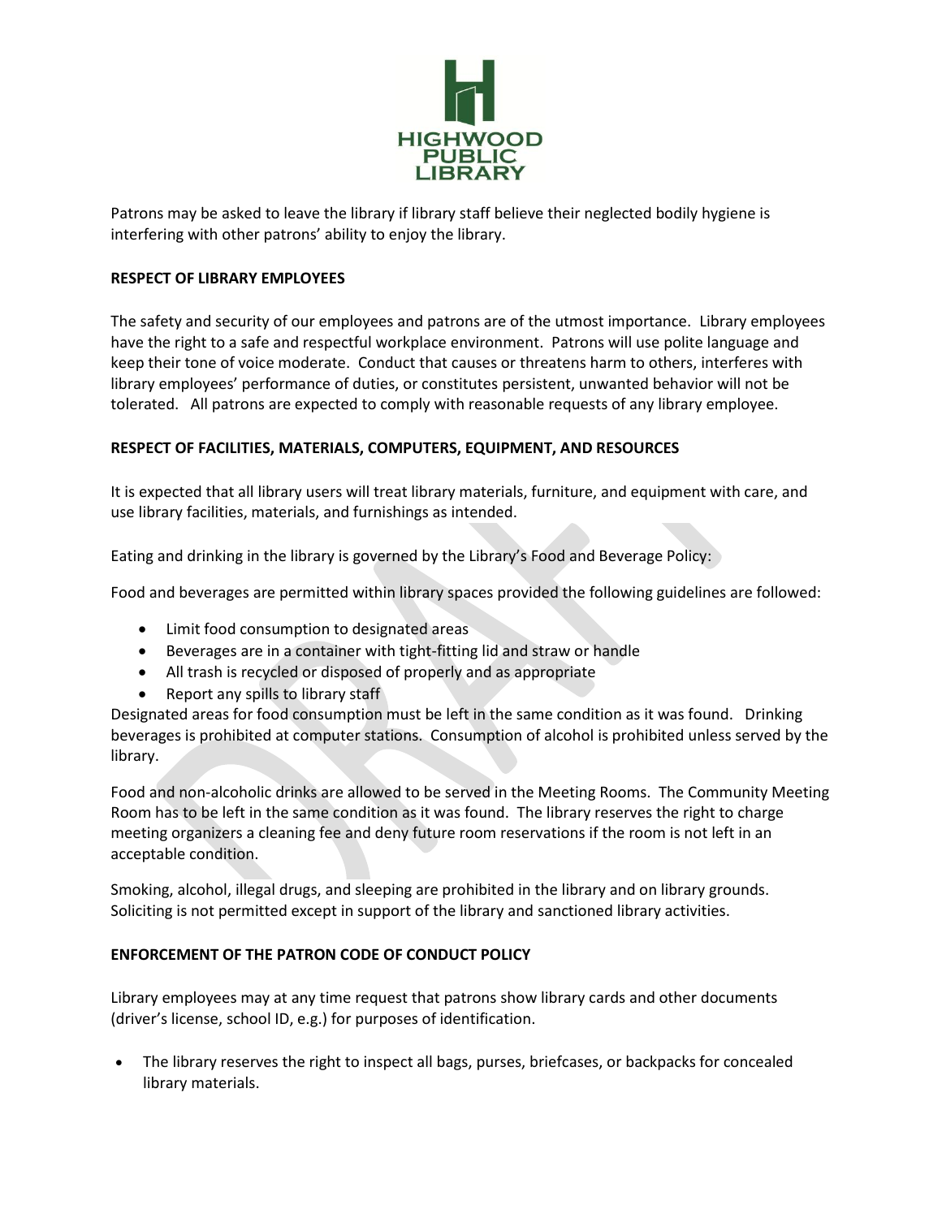Patrons may be asked to leave the library if library staff believe their neglected bodily hygiene is interfering with other patrons' ability to enjoy the library.

**RESPECT OF LIBRARY EMPLOYEES**

The safety and security of our employees and patrons are of the utmost importance. Library employees have the right to a safe and respectful workplace environment. Patrons will use polite language and keep their tone of voice moderate. Conduct that causes or threatens harm to others, interferes with library employees' performance of duties, or constitutes persistent, unwanted behavior will not be tolerated. All patrons are expected to comply with reasonable requests of any library employee.

**RESPECT OF FACILITIES, MATERIALS, COMPUTERS, EQUIPMENT, AND RESOURCES**

It is expected that all library users will treat library materials, furniture, and equipment with care, and use library facilities, materials, and furnishings as intended.

Eating and drinking in the library is governed by the Library's Food and Beverage Policy:

Food and beverages are permitted within library spaces provided the following guidelines are followed:

- Limit food consumption to designated areas
- Beverages are in a container with tight-fitting lid and straw or handle
- All trash is recycled or disposed of properly and as appropriate
- Report any spills to library staff

Designated areas for food consumption must be left in the same condition as it was found. Drinking beverages is prohibited at computer stations. Consumption of alcohol is prohibited unless served by the library.

Food and non-alcoholic drinks are allowed to be served in the Meeting Rooms. The Community Meeting Room has to be left in the same condition as it was found. The library reserves the right to charge meeting organizers a cleaning fee and deny future room reservations if the room is not left in an acceptable condition.

Smoking, alcohol, illegal drugs, and sleeping are prohibited in the library and on library grounds. Soliciting is not permitted except in support of the library and sanctioned library activities.

**ENFORCEMENT OF THE PATRON CODE OF CONDUCT POLICY**

Library employees may at any time request that patrons show library cards and other documents (driver's license, school ID, e.g.) for purposes of identification.

- The library reserves the right to inspect all bags, purses, briefcases, or backpacks for concealed library materials.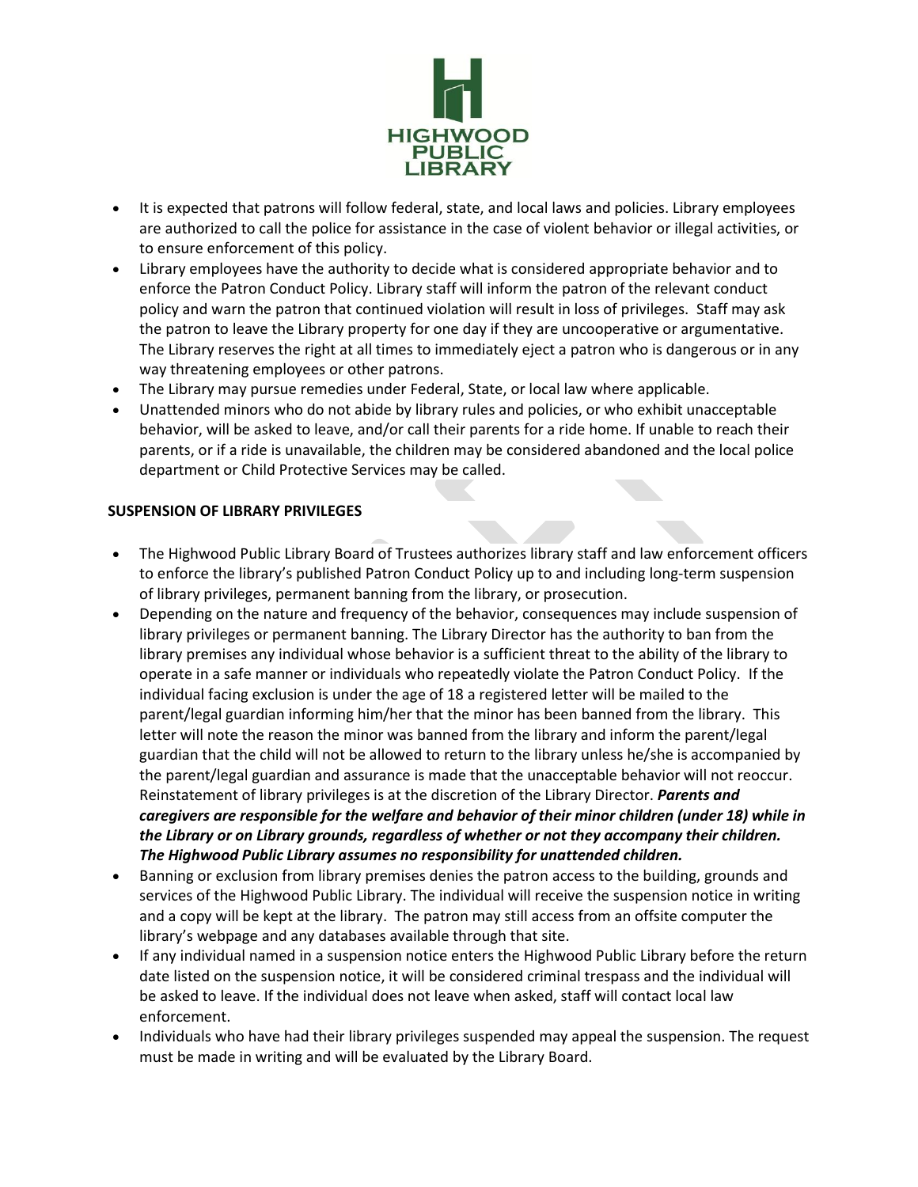- It is expected that patrons will follow federal, state, and local laws and policies. Library employees are authorized to call the police for assistance in the case of violent behavior or illegal activities, or to ensure enforcement of this policy.
- Library employees have the authority to decide what is considered appropriate behavior and to enforce the Patron Conduct Policy. Library staff will inform the patron of the relevant conduct policy and warn the patron that continued violation will result in loss of privileges. Staff may ask the patron to leave the Library property for one day if they are uncooperative or argumentative. The Library reserves the right at all times to immediately eject a patron who is dangerous or in any way threatening employees or other patrons.
- The Library may pursue remedies under Federal, State, or local law where applicable.
- Unattended minors who do not abide by library rules and policies, or who exhibit unacceptable behavior, will be asked to leave, and/or call their parents for a ride home. If unable to reach their parents, or if a ride is unavailable, the children may be considered abandoned and the local police department or Child Protective Services may be called.

**SUSPENSION OF LIBRARY PRIVILEGES**

- The Highwood Public Library Board of Trustees authorizes library staff and law enforcement officers to enforce the library's published Patron Conduct Policy up to and including long-term suspension of library privileges, permanent banning from the library, or prosecution.
- Depending on the nature and frequency of the behavior, consequences may include suspension of library privileges or permanent banning. The Library Director has the authority to ban from the library premises any individual whose behavior is a sufficient threat to the ability of the library to operate in a safe manner or individuals who repeatedly violate the Patron Conduct Policy. If the individual facing exclusion is under the age of 18 a registered letter will be mailed to the parent/legal guardian informing him/her that the minor has been banned from the library. This letter will note the reason the minor was banned from the library and inform the parent/legal guardian that the child will not be allowed to return to the library unless he/she is accompanied by the parent/legal guardian and assurance is made that the unacceptable behavior will not reoccur. Reinstatement of library privileges is at the discretion of the Library Director. ***Parents and caregivers are responsible for the welfare and behavior of their minor children (under 18) while in the Library or on Library grounds, regardless of whether or not they accompany their children. The Highwood Public Library assumes no responsibility for unattended children.***
- Banning or exclusion from library premises denies the patron access to the building, grounds and services of the Highwood Public Library. The individual will receive the suspension notice in writing and a copy will be kept at the library. The patron may still access from an offsite computer the library's webpage and any databases available through that site.
- If any individual named in a suspension notice enters the Highwood Public Library before the return date listed on the suspension notice, it will be considered criminal trespass and the individual will be asked to leave. If the individual does not leave when asked, staff will contact local law enforcement.
- Individuals who have had their library privileges suspended may appeal the suspension. The request must be made in writing and will be evaluated by the Library Board.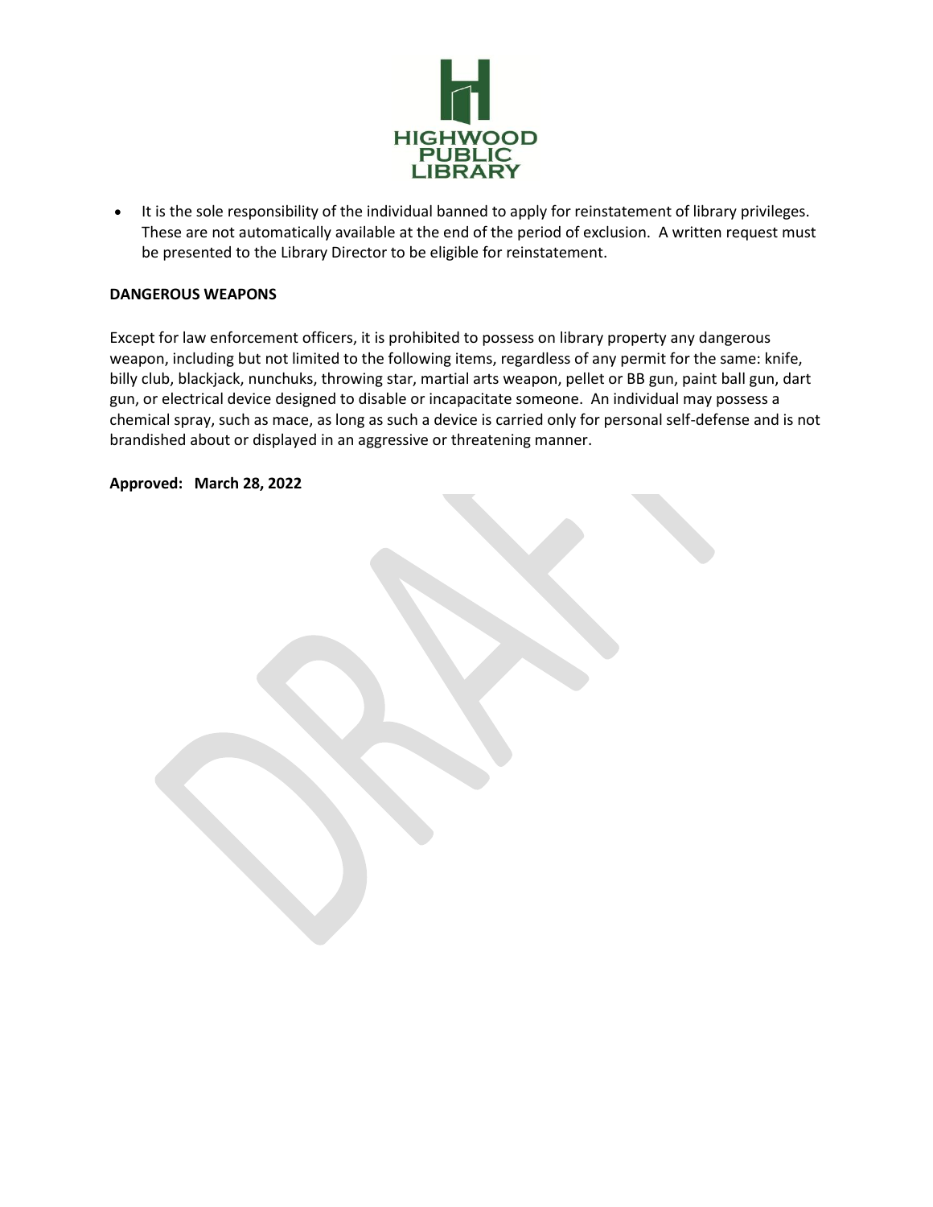- It is the sole responsibility of the individual banned to apply for reinstatement of library privileges. These are not automatically available at the end of the period of exclusion. A written request must be presented to the Library Director to be eligible for reinstatement.

**DANGEROUS WEAPONS**

Except for law enforcement officers, it is prohibited to possess on library property any dangerous weapon, including but not limited to the following items, regardless of any permit for the same: knife, billy club, blackjack, nunchuks, throwing star, martial arts weapon, pellet or BB gun, paint ball gun, dart gun, or electrical device designed to disable or incapacitate someone. An individual may possess a chemical spray, such as mace, as long as such a device is carried only for personal self-defense and is not brandished about or displayed in an aggressive or threatening manner.

**Approved: March 28, 2022**